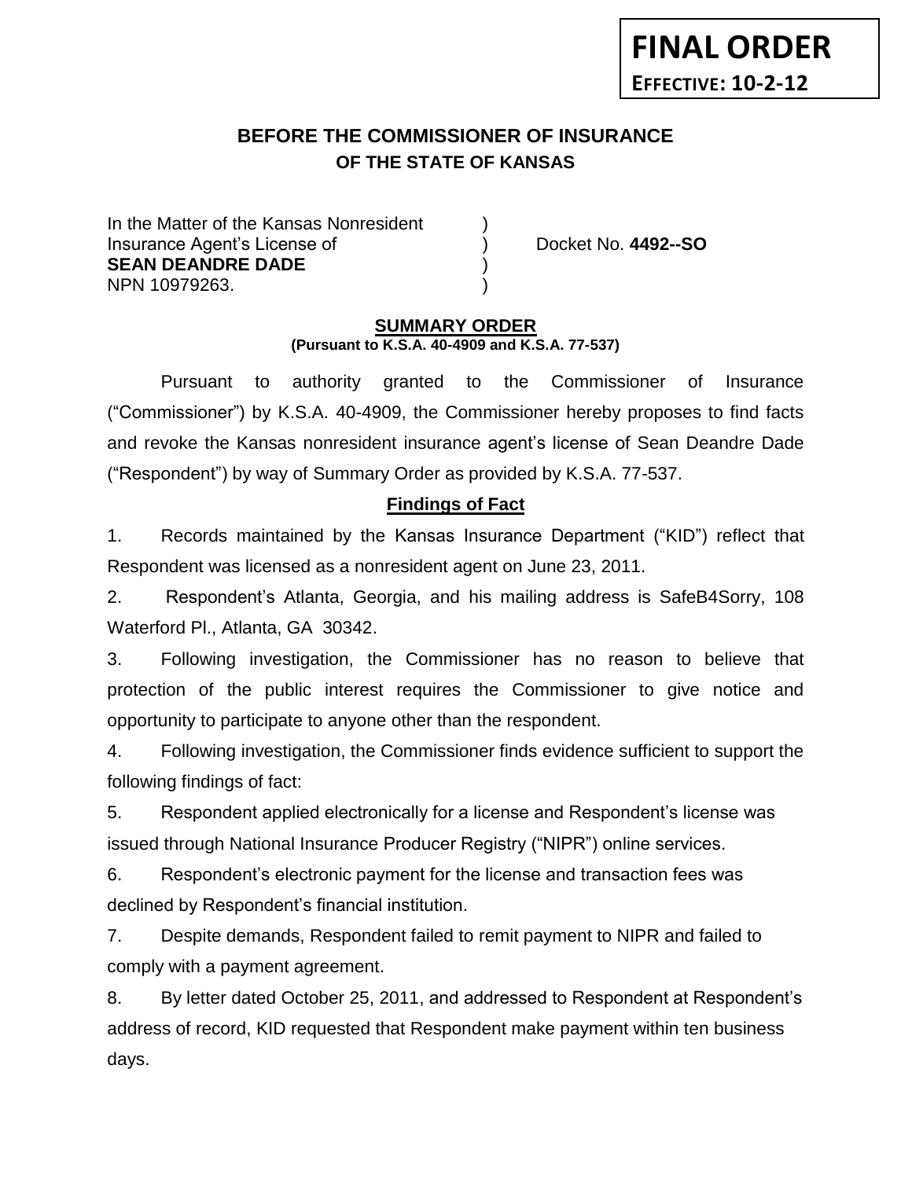**FINAL ORDER**
**EFFECTIVE: 10-2-12**

# BEFORE THE COMMISSIONER OF INSURANCE
## OF THE STATE OF KANSAS

In the Matter of the Kansas Nonresident )
Insurance Agent's License of ) Docket No. **4492--SO**
**SEAN DEANDRE DADE** )
NPN 10979263. )

## SUMMARY ORDER
**(Pursuant to K.S.A. 40-4909 and K.S.A. 77-537)**

Pursuant to authority granted to the Commissioner of Insurance ("Commissioner") by K.S.A. 40-4909, the Commissioner hereby proposes to find facts and revoke the Kansas nonresident insurance agent's license of Sean Deandre Dade ("Respondent") by way of Summary Order as provided by K.S.A. 77-537.

## Findings of Fact

1. Records maintained by the Kansas Insurance Department ("KID") reflect that Respondent was licensed as a nonresident agent on June 23, 2011.

2. Respondent's Atlanta, Georgia, and his mailing address is SafeB4Sorry, 108 Waterford Pl., Atlanta, GA 30342.

3. Following investigation, the Commissioner has no reason to believe that protection of the public interest requires the Commissioner to give notice and opportunity to participate to anyone other than the respondent.

4. Following investigation, the Commissioner finds evidence sufficient to support the following findings of fact:

5. Respondent applied electronically for a license and Respondent's license was issued through National Insurance Producer Registry ("NIPR") online services.

6. Respondent's electronic payment for the license and transaction fees was declined by Respondent's financial institution.

7. Despite demands, Respondent failed to remit payment to NIPR and failed to comply with a payment agreement.

8. By letter dated October 25, 2011, and addressed to Respondent at Respondent's address of record, KID requested that Respondent make payment within ten business days.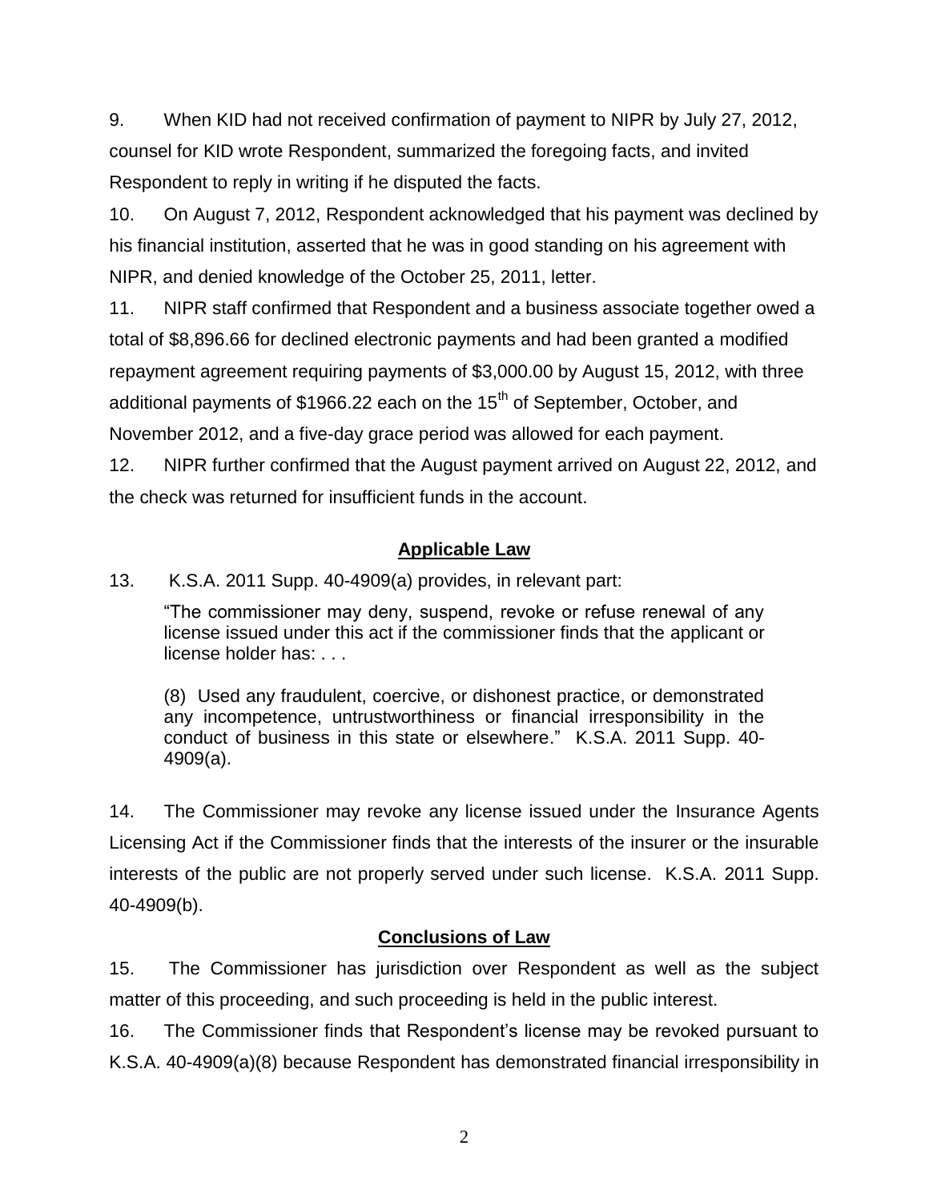9. When KID had not received confirmation of payment to NIPR by July 27, 2012, counsel for KID wrote Respondent, summarized the foregoing facts, and invited Respondent to reply in writing if he disputed the facts.

10. On August 7, 2012, Respondent acknowledged that his payment was declined by his financial institution, asserted that he was in good standing on his agreement with NIPR, and denied knowledge of the October 25, 2011, letter.

11. NIPR staff confirmed that Respondent and a business associate together owed a total of $8,896.66 for declined electronic payments and had been granted a modified repayment agreement requiring payments of $3,000.00 by August 15, 2012, with three additional payments of $1966.22 each on the 15th of September, October, and November 2012, and a five-day grace period was allowed for each payment.

12. NIPR further confirmed that the August payment arrived on August 22, 2012, and the check was returned for insufficient funds in the account.

## Applicable Law

13. K.S.A. 2011 Supp. 40-4909(a) provides, in relevant part:

> "The commissioner may deny, suspend, revoke or refuse renewal of any license issued under this act if the commissioner finds that the applicant or license holder has: . . .
>
> (8) Used any fraudulent, coercive, or dishonest practice, or demonstrated any incompetence, untrustworthiness or financial irresponsibility in the conduct of business in this state or elsewhere." K.S.A. 2011 Supp. 40-4909(a).

14. The Commissioner may revoke any license issued under the Insurance Agents Licensing Act if the Commissioner finds that the interests of the insurer or the insurable interests of the public are not properly served under such license. K.S.A. 2011 Supp. 40-4909(b).

## Conclusions of Law

15. The Commissioner has jurisdiction over Respondent as well as the subject matter of this proceeding, and such proceeding is held in the public interest.

16. The Commissioner finds that Respondent's license may be revoked pursuant to K.S.A. 40-4909(a)(8) because Respondent has demonstrated financial irresponsibility in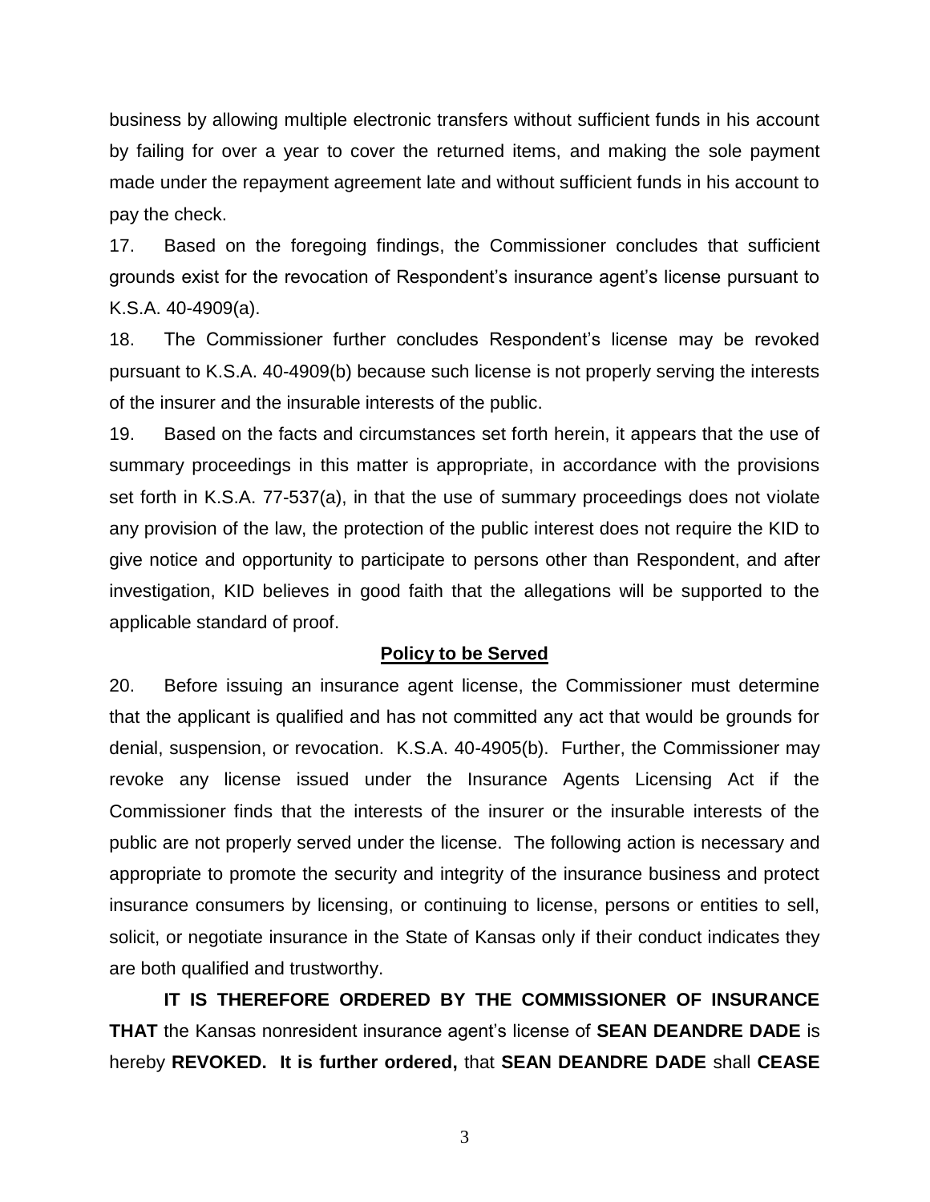business by allowing multiple electronic transfers without sufficient funds in his account by failing for over a year to cover the returned items, and making the sole payment made under the repayment agreement late and without sufficient funds in his account to pay the check.

17. Based on the foregoing findings, the Commissioner concludes that sufficient grounds exist for the revocation of Respondent's insurance agent's license pursuant to K.S.A. 40-4909(a).

18. The Commissioner further concludes Respondent's license may be revoked pursuant to K.S.A. 40-4909(b) because such license is not properly serving the interests of the insurer and the insurable interests of the public.

19. Based on the facts and circumstances set forth herein, it appears that the use of summary proceedings in this matter is appropriate, in accordance with the provisions set forth in K.S.A. 77-537(a), in that the use of summary proceedings does not violate any provision of the law, the protection of the public interest does not require the KID to give notice and opportunity to participate to persons other than Respondent, and after investigation, KID believes in good faith that the allegations will be supported to the applicable standard of proof.

**Policy to be Served**

20. Before issuing an insurance agent license, the Commissioner must determine that the applicant is qualified and has not committed any act that would be grounds for denial, suspension, or revocation. K.S.A. 40-4905(b). Further, the Commissioner may revoke any license issued under the Insurance Agents Licensing Act if the Commissioner finds that the interests of the insurer or the insurable interests of the public are not properly served under the license. The following action is necessary and appropriate to promote the security and integrity of the insurance business and protect insurance consumers by licensing, or continuing to license, persons or entities to sell, solicit, or negotiate insurance in the State of Kansas only if their conduct indicates they are both qualified and trustworthy.

**IT IS THEREFORE ORDERED BY THE COMMISSIONER OF INSURANCE THAT** the Kansas nonresident insurance agent's license of **SEAN DEANDRE DADE** is hereby **REVOKED. It is further ordered,** that **SEAN DEANDRE DADE** shall **CEASE**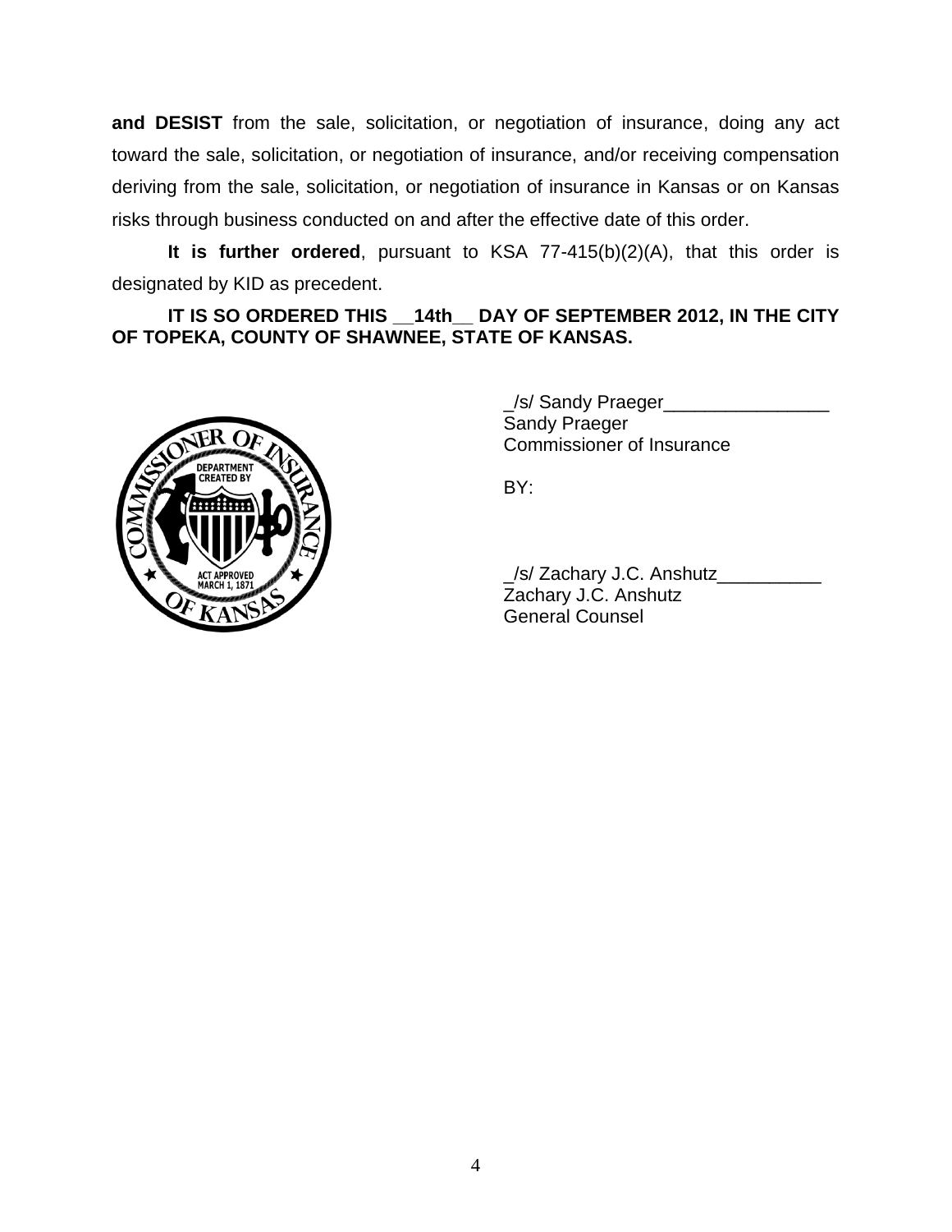**and DESIST** from the sale, solicitation, or negotiation of insurance, doing any act toward the sale, solicitation, or negotiation of insurance, and/or receiving compensation deriving from the sale, solicitation, or negotiation of insurance in Kansas or on Kansas risks through business conducted on and after the effective date of this order.

**It is further ordered**, pursuant to KSA 77-415(b)(2)(A), that this order is designated by KID as precedent.

**IT IS SO ORDERED THIS __14th__ DAY OF SEPTEMBER 2012, IN THE CITY OF TOPEKA, COUNTY OF SHAWNEE, STATE OF KANSAS.**

_/s/ Sandy Praeger________________
Sandy Praeger
Commissioner of Insurance

BY:

_/s/ Zachary J.C. Anshutz__________
Zachary J.C. Anshutz
General Counsel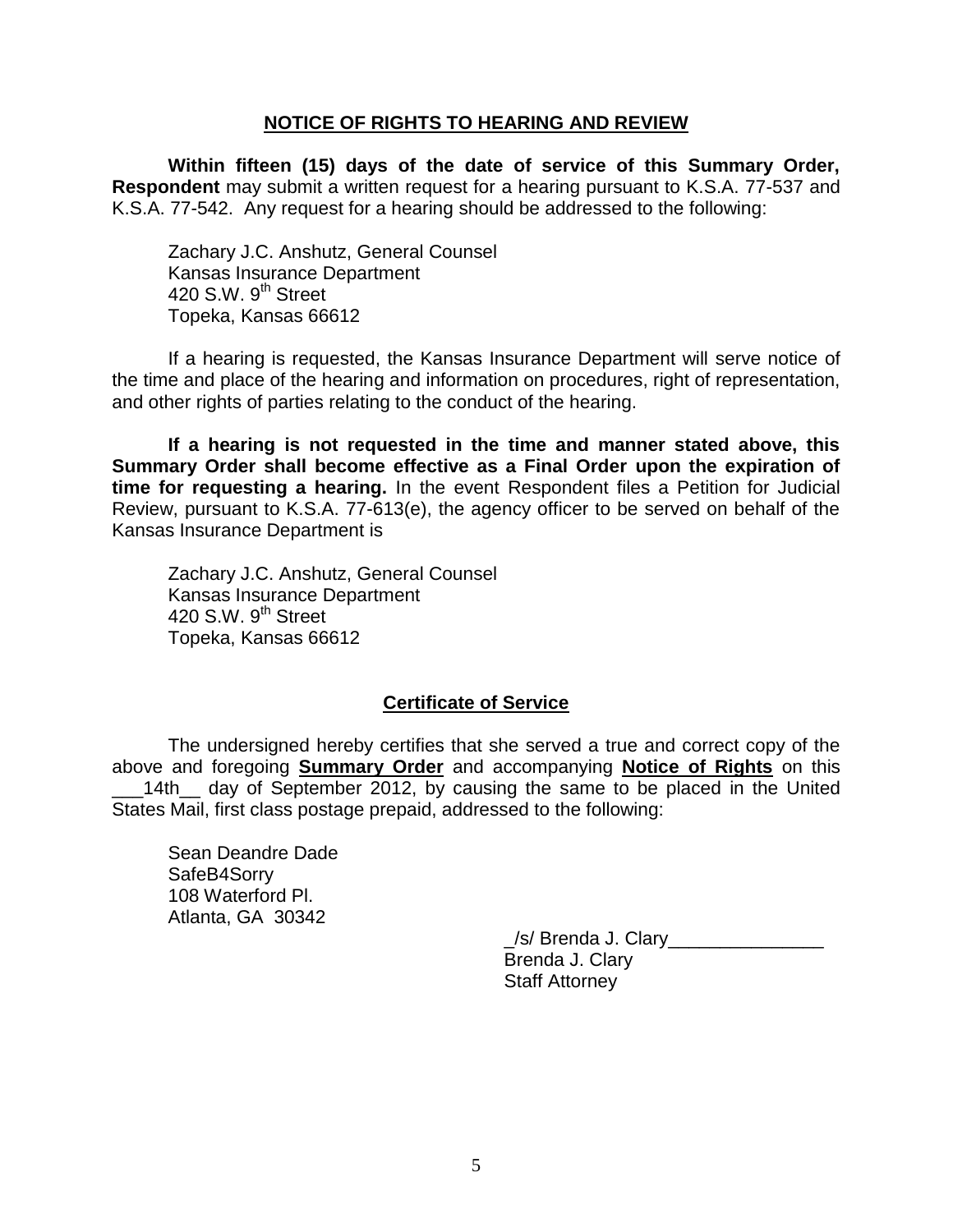## NOTICE OF RIGHTS TO HEARING AND REVIEW

**Within fifteen (15) days of the date of service of this Summary Order, Respondent** may submit a written request for a hearing pursuant to K.S.A. 77-537 and K.S.A. 77-542. Any request for a hearing should be addressed to the following:

Zachary J.C. Anshutz, General Counsel
Kansas Insurance Department
420 S.W. 9th Street
Topeka, Kansas 66612

If a hearing is requested, the Kansas Insurance Department will serve notice of the time and place of the hearing and information on procedures, right of representation, and other rights of parties relating to the conduct of the hearing.

**If a hearing is not requested in the time and manner stated above, this Summary Order shall become effective as a Final Order upon the expiration of time for requesting a hearing.** In the event Respondent files a Petition for Judicial Review, pursuant to K.S.A. 77-613(e), the agency officer to be served on behalf of the Kansas Insurance Department is

Zachary J.C. Anshutz, General Counsel
Kansas Insurance Department
420 S.W. 9th Street
Topeka, Kansas 66612

## Certificate of Service

The undersigned hereby certifies that she served a true and correct copy of the above and foregoing **Summary Order** and accompanying **Notice of Rights** on this ___14th__ day of September 2012, by causing the same to be placed in the United States Mail, first class postage prepaid, addressed to the following:

Sean Deandre Dade
SafeB4Sorry
108 Waterford Pl.
Atlanta, GA 30342

_/s/ Brenda J. Clary_______________
Brenda J. Clary
Staff Attorney